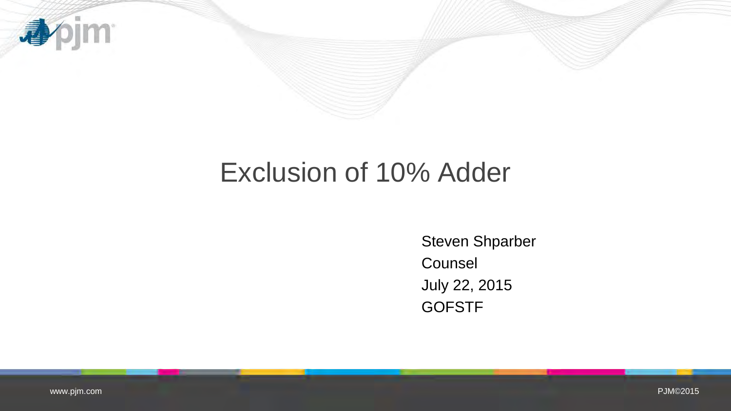# Exclusion of 10% Adder

Steven Shparber
Counsel
July 22, 2015
GOFSTF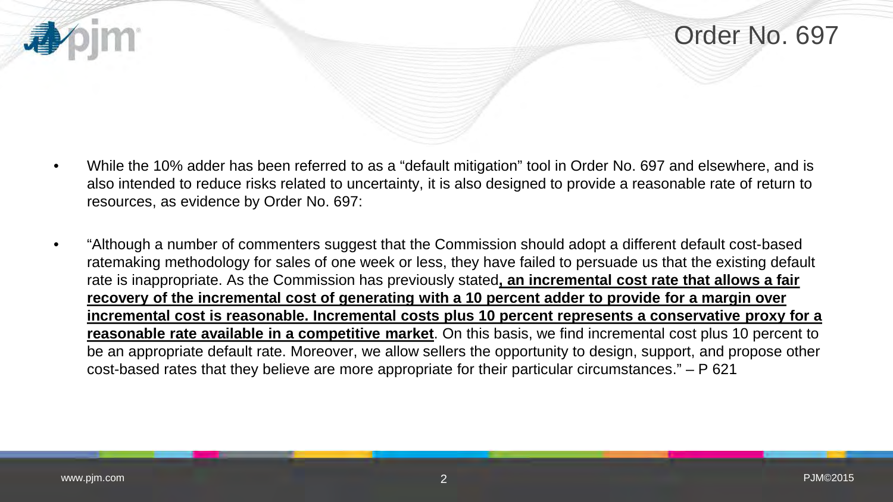# Order No. 697

- While the 10% adder has been referred to as a “default mitigation” tool in Order No. 697 and elsewhere, and is also intended to reduce risks related to uncertainty, it is also designed to provide a reasonable rate of return to resources, as evidence by Order No. 697:
- “Although a number of commenters suggest that the Commission should adopt a different default cost-based ratemaking methodology for sales of one week or less, they have failed to persuade us that the existing default rate is inappropriate. As the Commission has previously stated**, an incremental cost rate that allows a fair recovery of the incremental cost of generating with a 10 percent adder to provide for a margin over incremental cost is reasonable. Incremental costs plus 10 percent represents a conservative proxy for a reasonable rate available in a competitive market**. On this basis, we find incremental cost plus 10 percent to be an appropriate default rate. Moreover, we allow sellers the opportunity to design, support, and propose other cost-based rates that they believe are more appropriate for their particular circumstances.” – P 621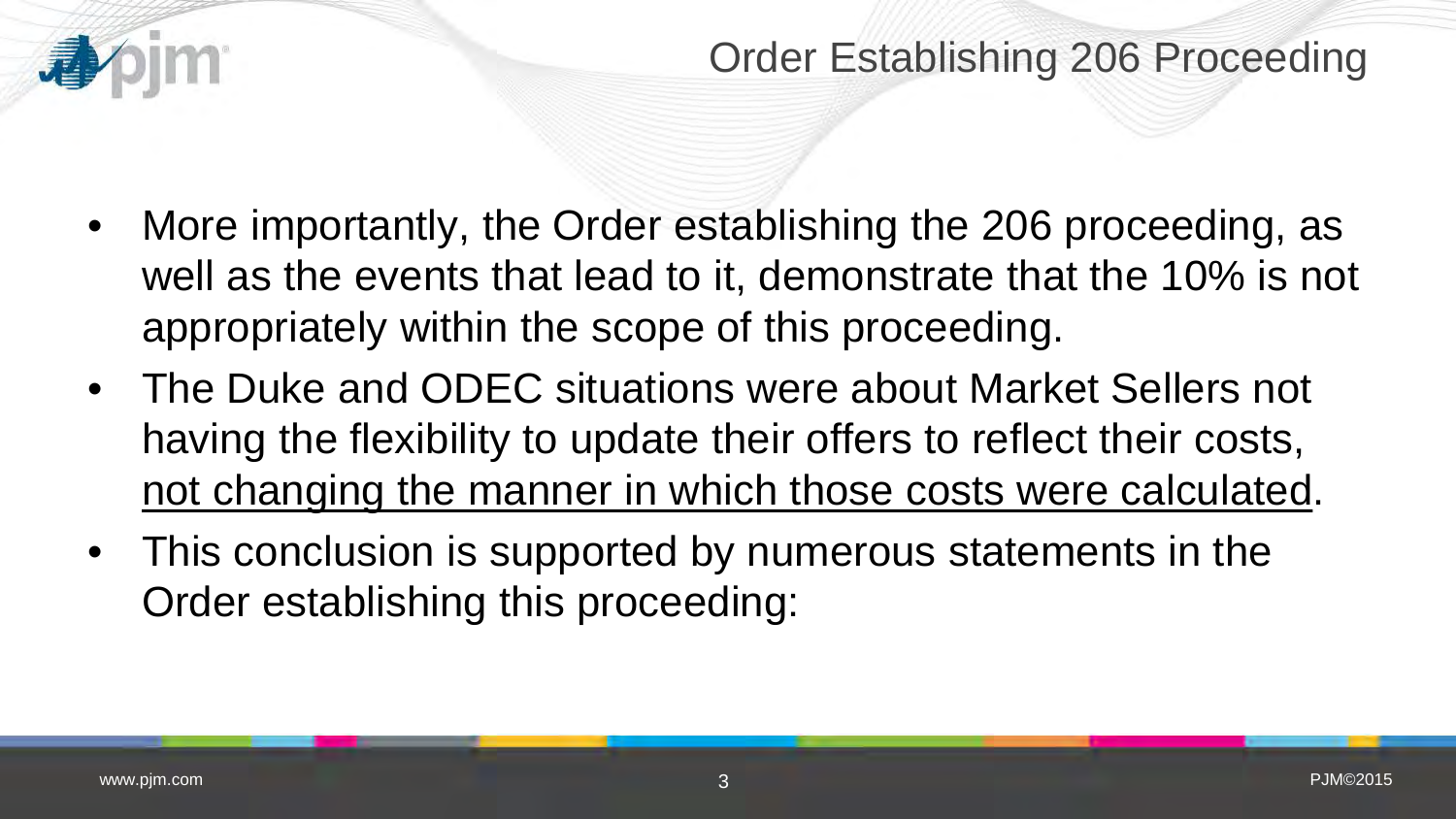# Order Establishing 206 Proceeding

- More importantly, the Order establishing the 206 proceeding, as well as the events that lead to it, demonstrate that the 10% is not appropriately within the scope of this proceeding.
- The Duke and ODEC situations were about Market Sellers not having the flexibility to update their offers to reflect their costs, <u>not changing the manner in which those costs were calculated</u>.
- This conclusion is supported by numerous statements in the Order establishing this proceeding: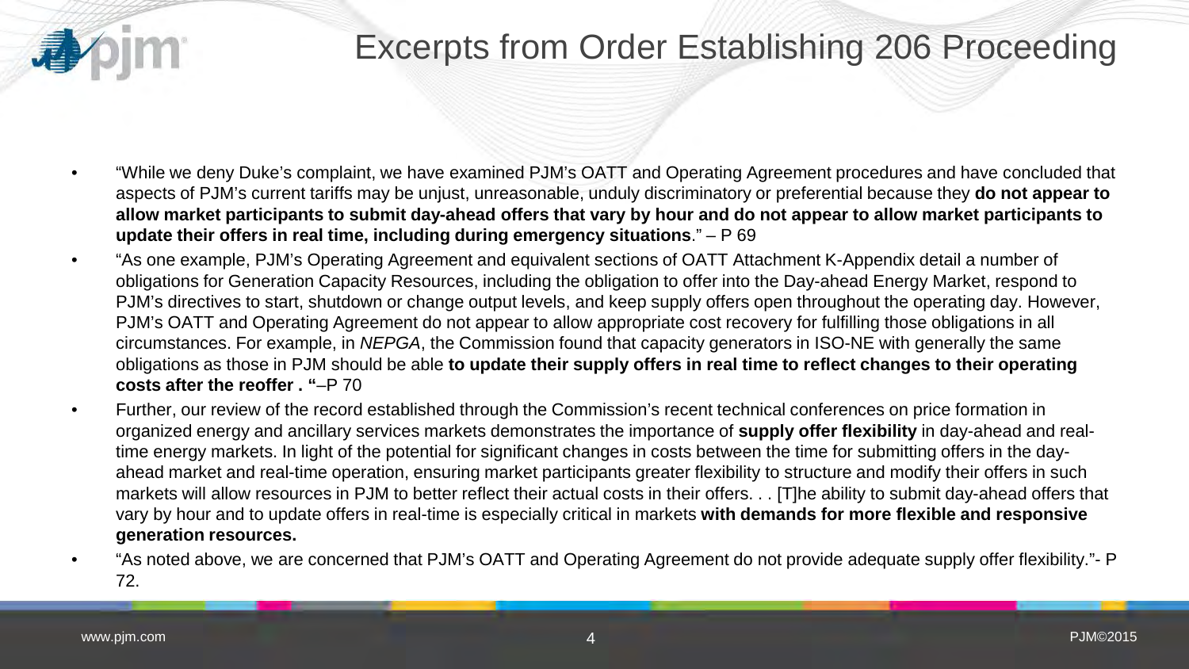# Excerpts from Order Establishing 206 Proceeding

- "While we deny Duke's complaint, we have examined PJM's OATT and Operating Agreement procedures and have concluded that aspects of PJM's current tariffs may be unjust, unreasonable, unduly discriminatory or preferential because they **do not appear to allow market participants to submit day-ahead offers that vary by hour and do not appear to allow market participants to update their offers in real time, including during emergency situations**." – P 69
- "As one example, PJM's Operating Agreement and equivalent sections of OATT Attachment K-Appendix detail a number of obligations for Generation Capacity Resources, including the obligation to offer into the Day-ahead Energy Market, respond to PJM's directives to start, shutdown or change output levels, and keep supply offers open throughout the operating day. However, PJM's OATT and Operating Agreement do not appear to allow appropriate cost recovery for fulfilling those obligations in all circumstances. For example, in *NEPGA*, the Commission found that capacity generators in ISO-NE with generally the same obligations as those in PJM should be able **to update their supply offers in real time to reflect changes to their operating costs after the reoffer . "**–P 70
- Further, our review of the record established through the Commission's recent technical conferences on price formation in organized energy and ancillary services markets demonstrates the importance of **supply offer flexibility** in day-ahead and real-time energy markets. In light of the potential for significant changes in costs between the time for submitting offers in the day-ahead market and real-time operation, ensuring market participants greater flexibility to structure and modify their offers in such markets will allow resources in PJM to better reflect their actual costs in their offers. . . [T]he ability to submit day-ahead offers that vary by hour and to update offers in real-time is especially critical in markets **with demands for more flexible and responsive generation resources.**
- "As noted above, we are concerned that PJM's OATT and Operating Agreement do not provide adequate supply offer flexibility."- P 72.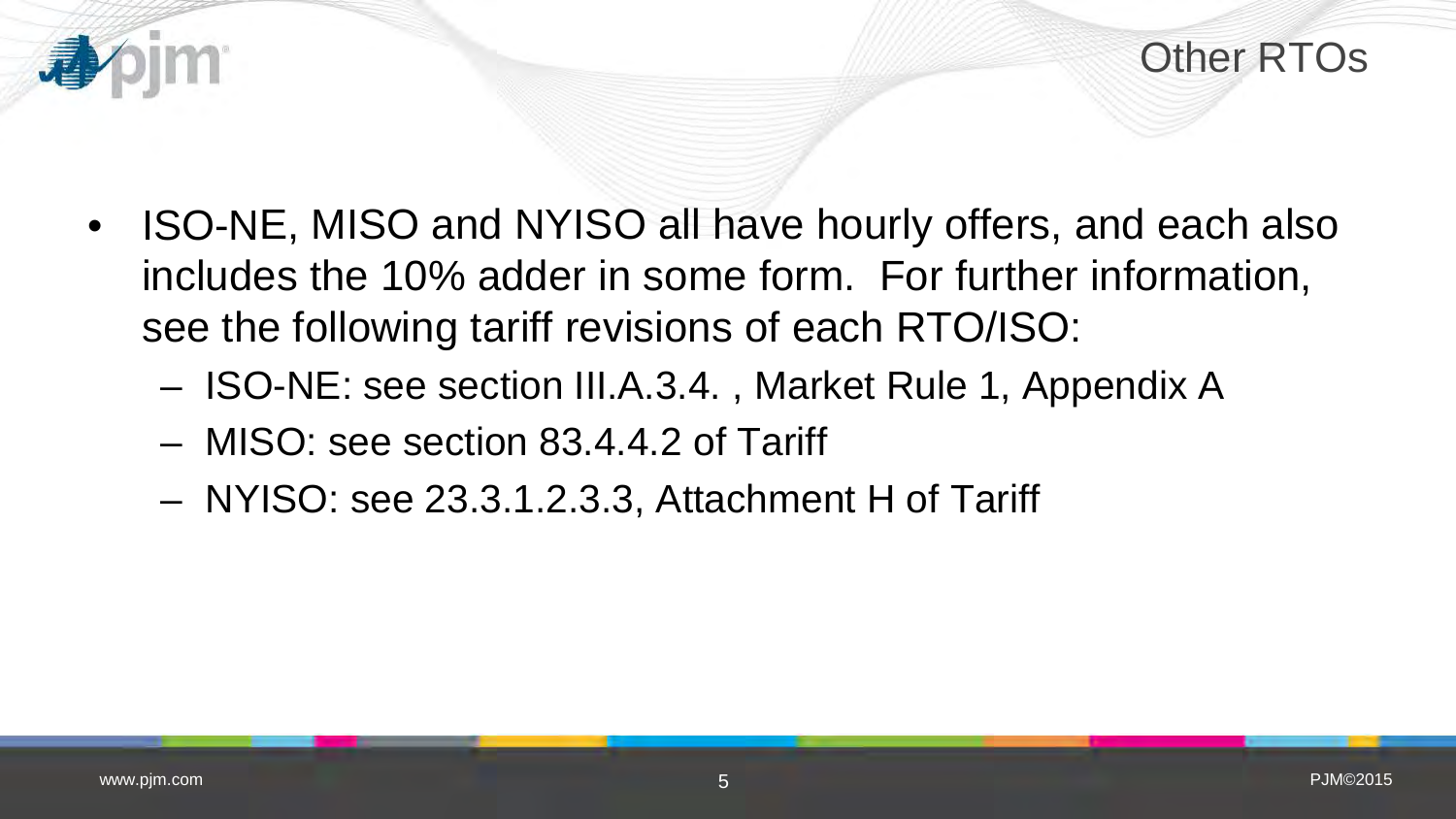# Other RTOs

- ISO-NE, MISO and NYISO all have hourly offers, and each also includes the 10% adder in some form. For further information, see the following tariff revisions of each RTO/ISO:
  - ISO-NE: see section III.A.3.4. , Market Rule 1, Appendix A
  - MISO: see section 83.4.4.2 of Tariff
  - NYISO: see 23.3.1.2.3.3, Attachment H of Tariff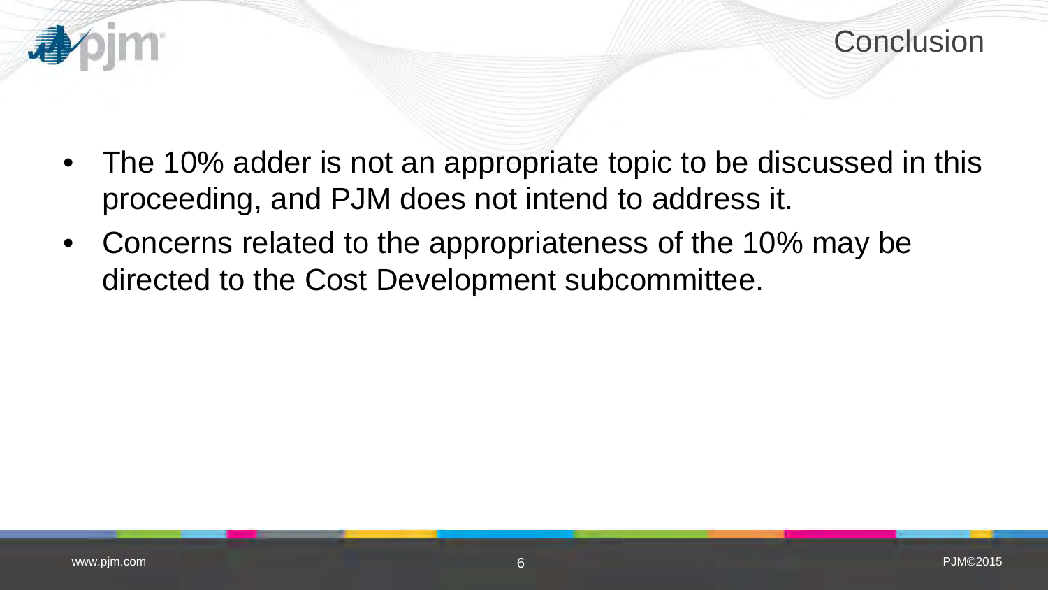# Conclusion

- The 10% adder is not an appropriate topic to be discussed in this proceeding, and PJM does not intend to address it.
- Concerns related to the appropriateness of the 10% may be directed to the Cost Development subcommittee.